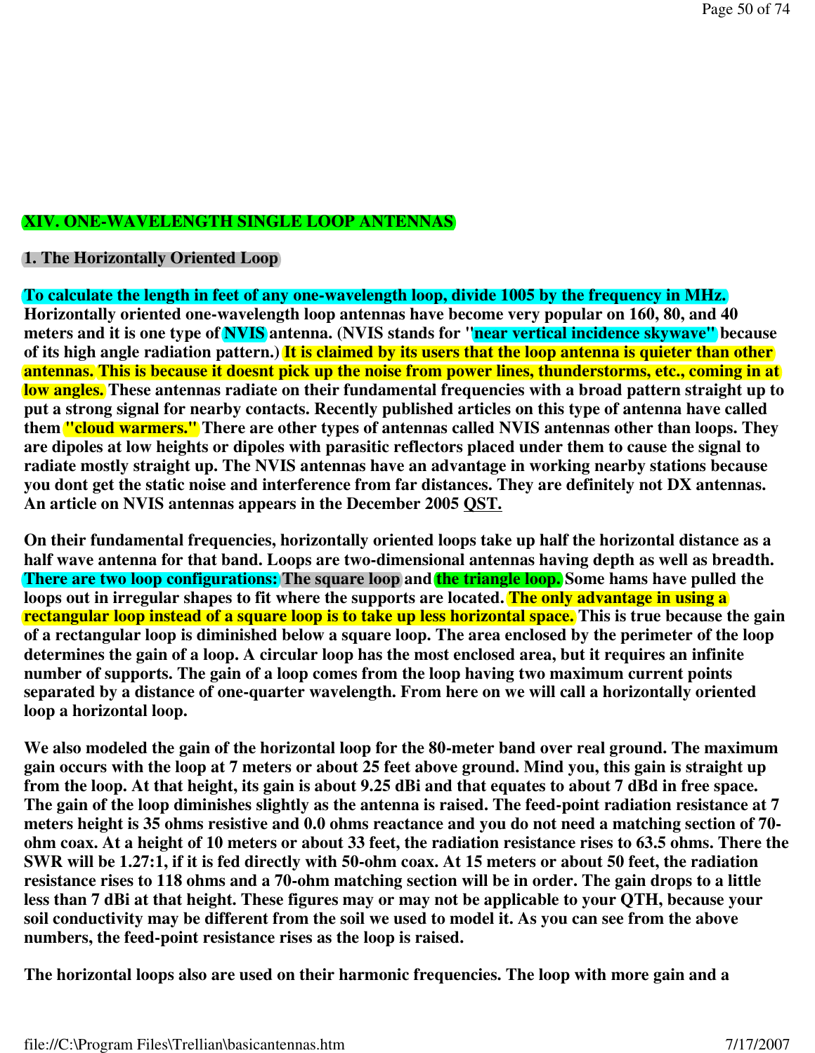## XIV. ONE-WAVELENGTH SINGLE LOOP ANTENNAS

### 1. The Horizontally Oriented Loop

**To calculate the length in feet of any one-wavelength loop, divide 1005 by the frequency in MHz. Horizontally oriented one-wavelength loop antennas have become very popular on 160, 80, and 40 meters and it is one type of NVIS antenna. (NVIS stands for "near vertical incidence skywave" because of its high angle radiation pattern.) It is claimed by its users that the loop antenna is quieter than other antennas. This is because it doesnt pick up the noise from power lines, thunderstorms, etc., coming in at low angles. These antennas radiate on their fundamental frequencies with a broad pattern straight up to put a strong signal for nearby contacts. Recently published articles on this type of antenna have called them "cloud warmers." There are other types of antennas called NVIS antennas other than loops. They are dipoles at low heights or dipoles with parasitic reflectors placed under them to cause the signal to radiate mostly straight up. The NVIS antennas have an advantage in working nearby stations because you dont get the static noise and interference from far distances. They are definitely not DX antennas. An article on NVIS antennas appears in the December 2005 QST.**

**On their fundamental frequencies, horizontally oriented loops take up half the horizontal distance as a half wave antenna for that band. Loops are two-dimensional antennas having depth as well as breadth. There are two loop configurations: The square loop and the triangle loop. Some hams have pulled the loops out in irregular shapes to fit where the supports are located. The only advantage in using a rectangular loop instead of a square loop is to take up less horizontal space. This is true because the gain of a rectangular loop is diminished below a square loop. The area enclosed by the perimeter of the loop determines the gain of a loop. A circular loop has the most enclosed area, but it requires an infinite number of supports. The gain of a loop comes from the loop having two maximum current points separated by a distance of one-quarter wavelength. From here on we will call a horizontally oriented loop a horizontal loop.**

**We also modeled the gain of the horizontal loop for the 80-meter band over real ground. The maximum gain occurs with the loop at 7 meters or about 25 feet above ground. Mind you, this gain is straight up from the loop. At that height, its gain is about 9.25 dBi and that equates to about 7 dBd in free space. The gain of the loop diminishes slightly as the antenna is raised. The feed-point radiation resistance at 7 meters height is 35 ohms resistive and 0.0 ohms reactance and you do not need a matching section of 70-ohm coax. At a height of 10 meters or about 33 feet, the radiation resistance rises to 63.5 ohms. There the SWR will be 1.27:1, if it is fed directly with 50-ohm coax. At 15 meters or about 50 feet, the radiation resistance rises to 118 ohms and a 70-ohm matching section will be in order. The gain drops to a little less than 7 dBi at that height. These figures may or may not be applicable to your QTH, because your soil conductivity may be different from the soil we used to model it. As you can see from the above numbers, the feed-point resistance rises as the loop is raised.**

**The horizontal loops also are used on their harmonic frequencies. The loop with more gain and a**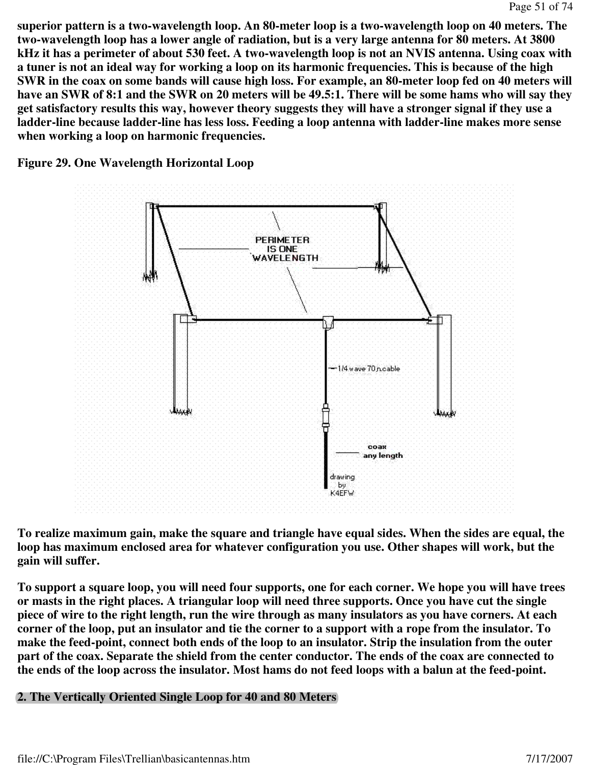superior pattern is a two-wavelength loop. An 80-meter loop is a two-wavelength loop on 40 meters. The two-wavelength loop has a lower angle of radiation, but is a very large antenna for 80 meters. At 3800 kHz it has a perimeter of about 530 feet. A two-wavelength loop is not an NVIS antenna. Using coax with a tuner is not an ideal way for working a loop on its harmonic frequencies. This is because of the high SWR in the coax on some bands will cause high loss. For example, an 80-meter loop fed on 40 meters will have an SWR of 8:1 and the SWR on 20 meters will be 49.5:1. There will be some hams who will say they get satisfactory results this way, however theory suggests they will have a stronger signal if they use a ladder-line because ladder-line has less loss. Feeding a loop antenna with ladder-line makes more sense when working a loop on harmonic frequencies.

**Figure 29. One Wavelength Horizontal Loop**

To realize maximum gain, make the square and triangle have equal sides. When the sides are equal, the loop has maximum enclosed area for whatever configuration you use. Other shapes will work, but the gain will suffer.

To support a square loop, you will need four supports, one for each corner. We hope you will have trees or masts in the right places. A triangular loop will need three supports. Once you have cut the single piece of wire to the right length, run the wire through as many insulators as you have corners. At each corner of the loop, put an insulator and tie the corner to a support with a rope from the insulator. To make the feed-point, connect both ends of the loop to an insulator. Strip the insulation from the outer part of the coax. Separate the shield from the center conductor. The ends of the coax are connected to the ends of the loop across the insulator. Most hams do not feed loops with a balun at the feed-point.

## 2. The Vertically Oriented Single Loop for 40 and 80 Meters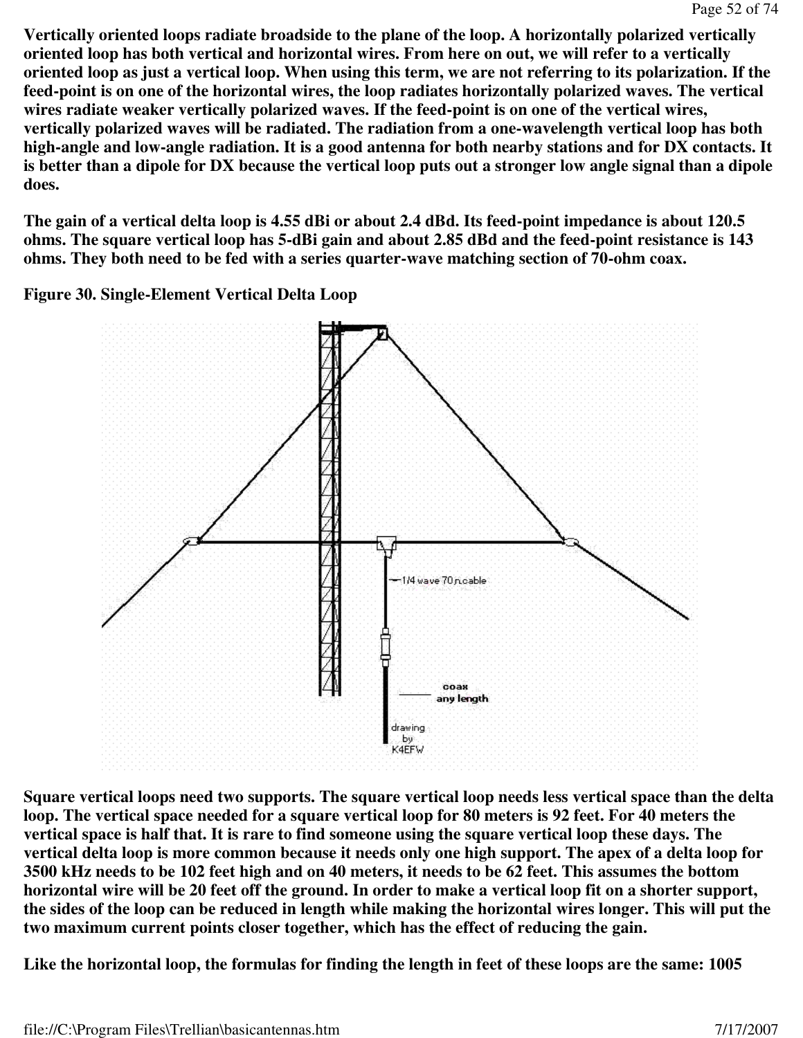Vertically oriented loops radiate broadside to the plane of the loop. A horizontally polarized vertically oriented loop has both vertical and horizontal wires. From here on out, we will refer to a vertically oriented loop as just a vertical loop. When using this term, we are not referring to its polarization. If the feed-point is on one of the horizontal wires, the loop radiates horizontally polarized waves. The vertical wires radiate weaker vertically polarized waves. If the feed-point is on one of the vertical wires, vertically polarized waves will be radiated. The radiation from a one-wavelength vertical loop has both high-angle and low-angle radiation. It is a good antenna for both nearby stations and for DX contacts. It is better than a dipole for DX because the vertical loop puts out a stronger low angle signal than a dipole does.

The gain of a vertical delta loop is 4.55 dBi or about 2.4 dBd. Its feed-point impedance is about 120.5 ohms. The square vertical loop has 5-dBi gain and about 2.85 dBd and the feed-point resistance is 143 ohms. They both need to be fed with a series quarter-wave matching section of 70-ohm coax.

**Figure 30. Single-Element Vertical Delta Loop**

Square vertical loops need two supports. The square vertical loop needs less vertical space than the delta loop. The vertical space needed for a square vertical loop for 80 meters is 92 feet. For 40 meters the vertical space is half that. It is rare to find someone using the square vertical loop these days. The vertical delta loop is more common because it needs only one high support. The apex of a delta loop for 3500 kHz needs to be 102 feet high and on 40 meters, it needs to be 62 feet. This assumes the bottom horizontal wire will be 20 feet off the ground. In order to make a vertical loop fit on a shorter support, the sides of the loop can be reduced in length while making the horizontal wires longer. This will put the two maximum current points closer together, which has the effect of reducing the gain.

Like the horizontal loop, the formulas for finding the length in feet of these loops are the same: 1005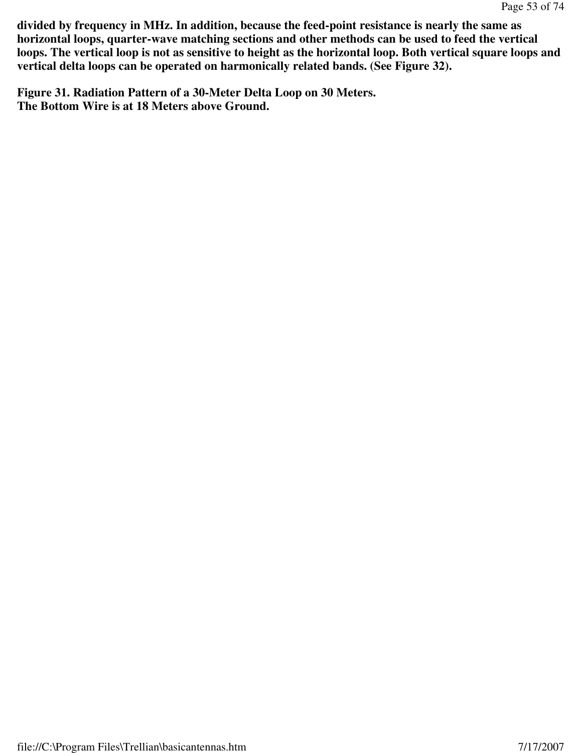**divided by frequency in MHz. In addition, because the feed-point resistance is nearly the same as horizontal loops, quarter-wave matching sections and other methods can be used to feed the vertical loops. The vertical loop is not as sensitive to height as the horizontal loop. Both vertical square loops and vertical delta loops can be operated on harmonically related bands. (See Figure 32).**

**Figure 31. Radiation Pattern of a 30-Meter Delta Loop on 30 Meters.**
**The Bottom Wire is at 18 Meters above Ground.**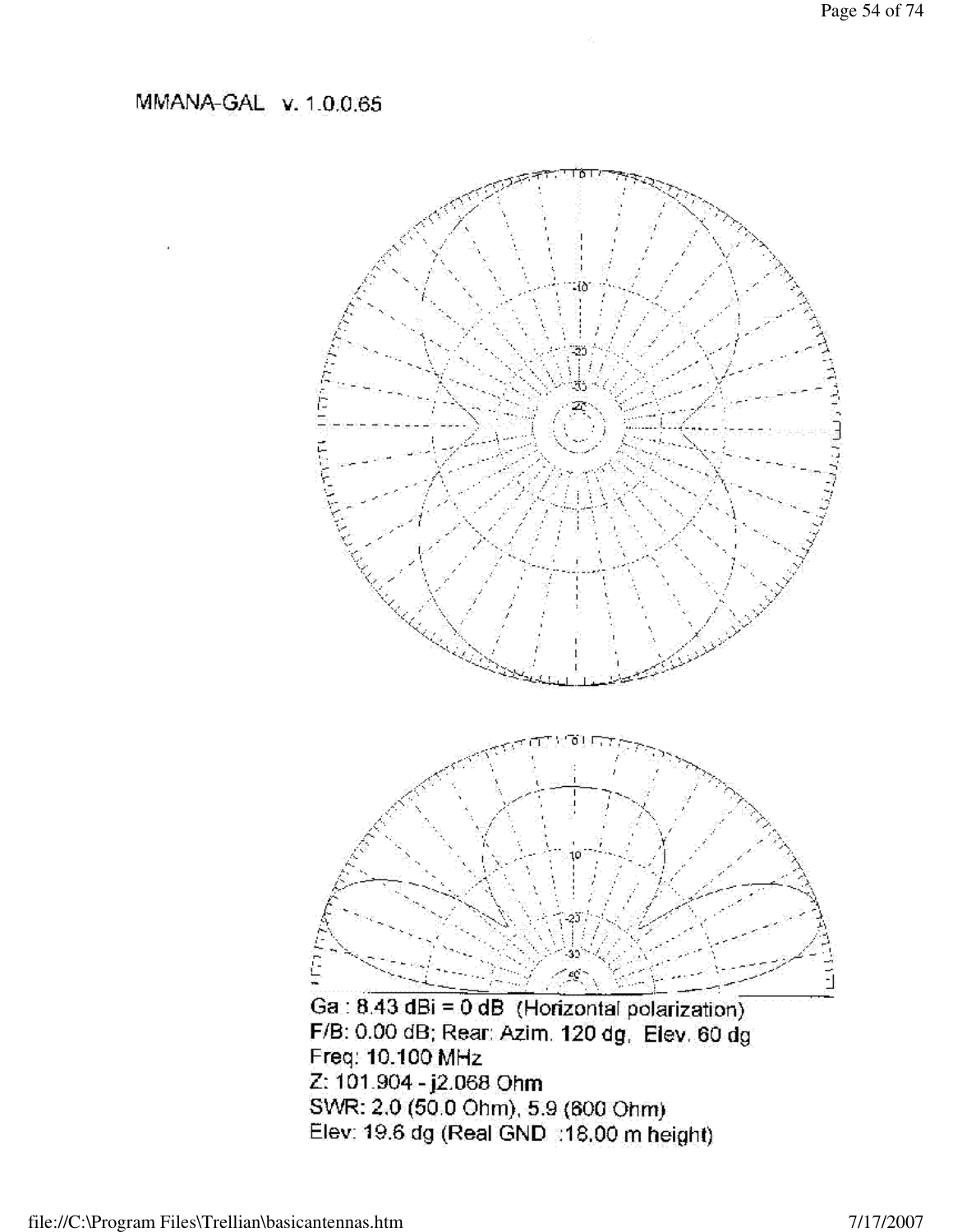MMANA-GAL v. 1.0.0.65

Ga : 8.43 dBi = 0 dB (Horizontal polarization)
F/B: 0.00 dB; Rear: Azim. 120 dg, Elev. 60 dg
Freq: 10.100 MHz
Z: 101.904 - j2.068 Ohm
SWR: 2.0 (50.0 Ohm), 5.9 (600 Ohm)
Elev: 19.6 dg (Real GND :18.00 m height)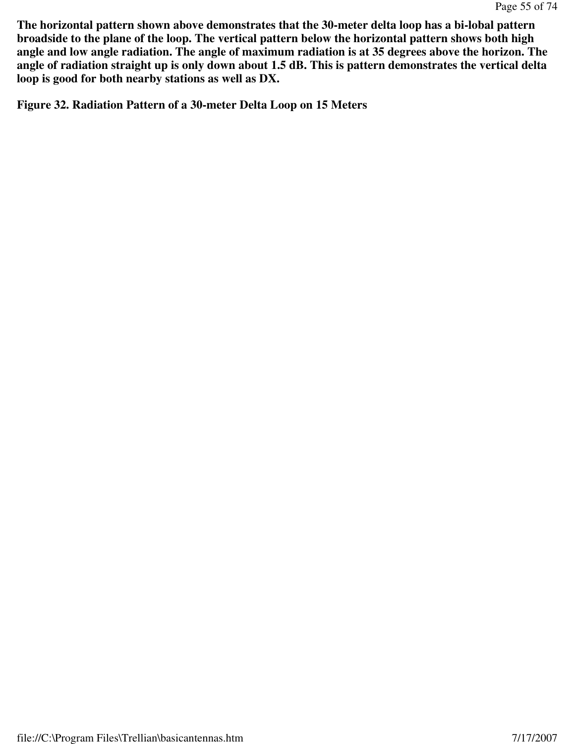**The horizontal pattern shown above demonstrates that the 30-meter delta loop has a bi-lobal pattern broadside to the plane of the loop. The vertical pattern below the horizontal pattern shows both high angle and low angle radiation. The angle of maximum radiation is at 35 degrees above the horizon. The angle of radiation straight up is only down about 1.5 dB. This is pattern demonstrates the vertical delta loop is good for both nearby stations as well as DX.**

**Figure 32. Radiation Pattern of a 30-meter Delta Loop on 15 Meters**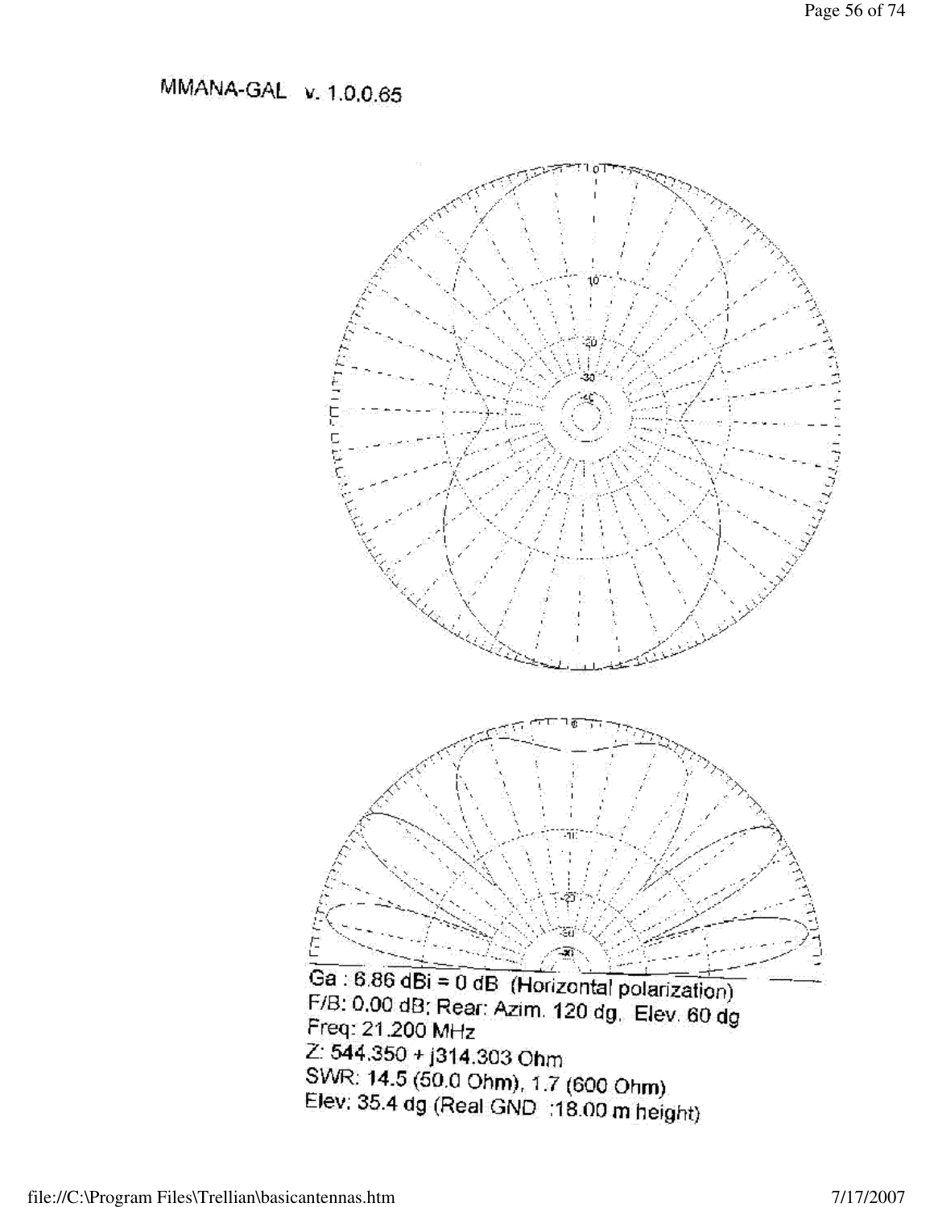MMANA-GAL v. 1.0.0.65

Ga : 6.86 dBi = 0 dB (Horizontal polarization)
F/B: 0.00 dB; Rear: Azim. 120 dg, Elev. 60 dg
Freq: 21.200 MHz
Z: 544.350 + j314.303 Ohm
SWR: 14.5 (50.0 Ohm), 1.7 (600 Ohm)
Elev: 35.4 dg (Real GND :18.00 m height)